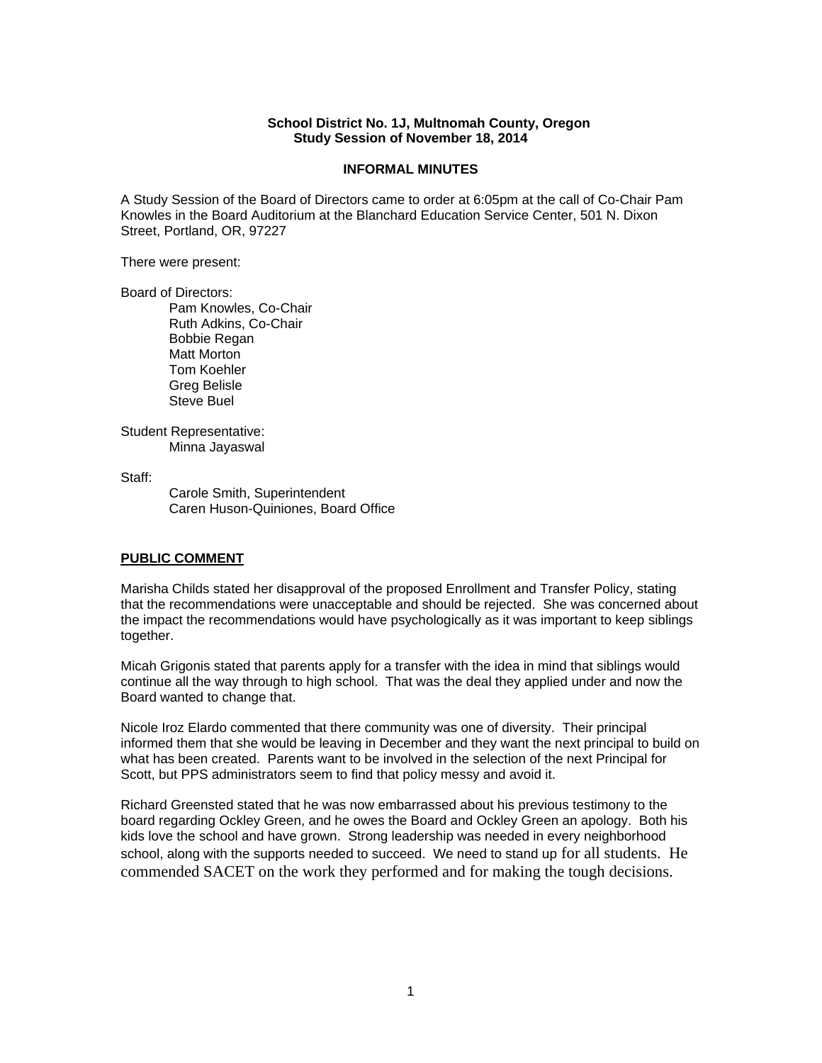**School District No. 1J, Multnomah County, Oregon**
**Study Session of November 18, 2014**

## INFORMAL MINUTES

A Study Session of the Board of Directors came to order at 6:05pm at the call of Co-Chair Pam Knowles in the Board Auditorium at the Blanchard Education Service Center, 501 N. Dixon Street, Portland, OR, 97227

There were present:

Board of Directors:

- Pam Knowles, Co-Chair
- Ruth Adkins, Co-Chair
- Bobbie Regan
- Matt Morton
- Tom Koehler
- Greg Belisle
- Steve Buel

Student Representative:

- Minna Jayaswal

Staff:

- Carole Smith, Superintendent
- Caren Huson-Quiniones, Board Office

**PUBLIC COMMENT**

Marisha Childs stated her disapproval of the proposed Enrollment and Transfer Policy, stating that the recommendations were unacceptable and should be rejected. She was concerned about the impact the recommendations would have psychologically as it was important to keep siblings together.

Micah Grigonis stated that parents apply for a transfer with the idea in mind that siblings would continue all the way through to high school. That was the deal they applied under and now the Board wanted to change that.

Nicole Iroz Elardo commented that there community was one of diversity. Their principal informed them that she would be leaving in December and they want the next principal to build on what has been created. Parents want to be involved in the selection of the next Principal for Scott, but PPS administrators seem to find that policy messy and avoid it.

Richard Greensted stated that he was now embarrassed about his previous testimony to the board regarding Ockley Green, and he owes the Board and Ockley Green an apology. Both his kids love the school and have grown. Strong leadership was needed in every neighborhood school, along with the supports needed to succeed. We need to stand up for all students. He commended SACET on the work they performed and for making the tough decisions.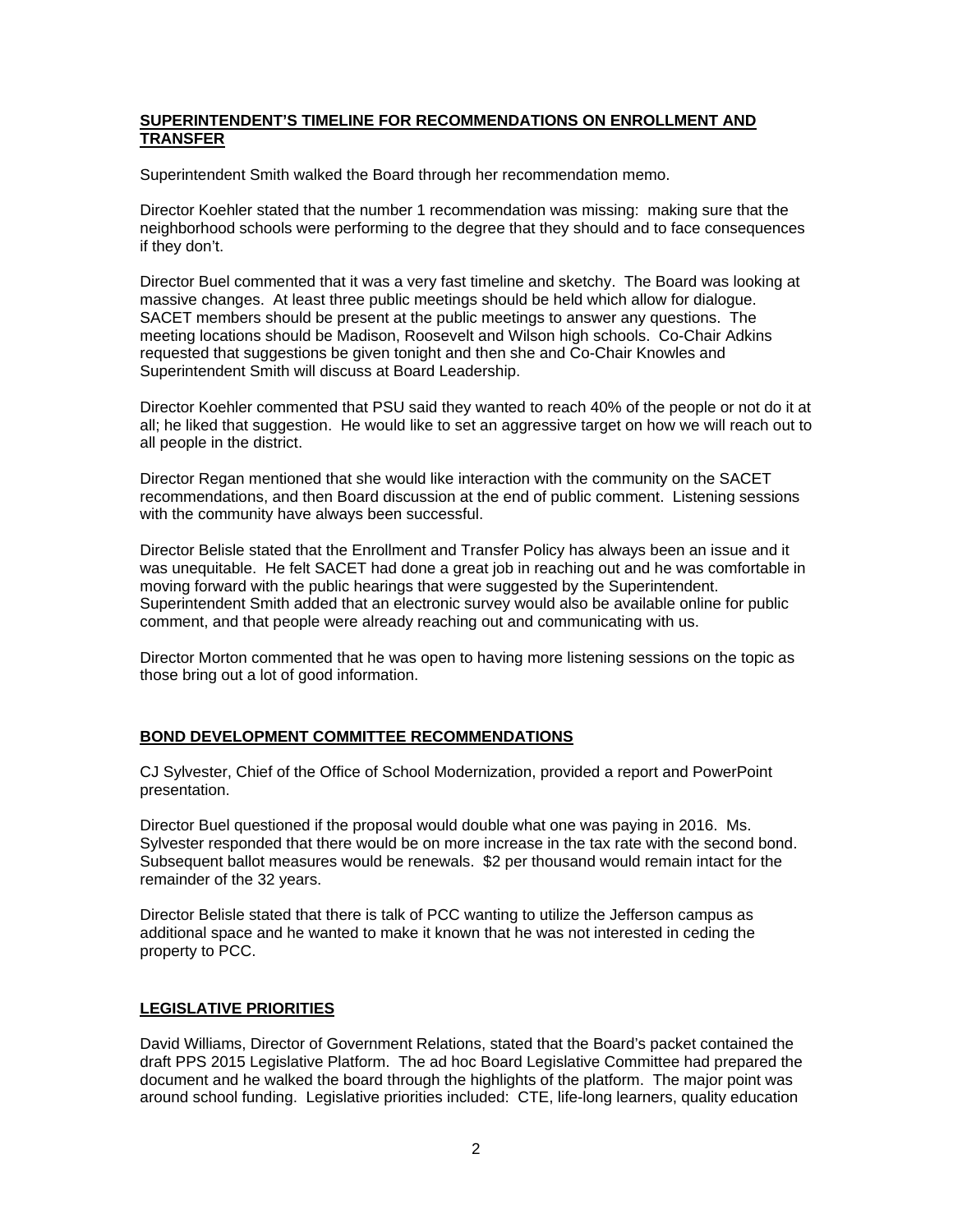## SUPERINTENDENT'S TIMELINE FOR RECOMMENDATIONS ON ENROLLMENT AND TRANSFER

Superintendent Smith walked the Board through her recommendation memo.

Director Koehler stated that the number 1 recommendation was missing: making sure that the neighborhood schools were performing to the degree that they should and to face consequences if they don't.

Director Buel commented that it was a very fast timeline and sketchy. The Board was looking at massive changes. At least three public meetings should be held which allow for dialogue. SACET members should be present at the public meetings to answer any questions. The meeting locations should be Madison, Roosevelt and Wilson high schools. Co-Chair Adkins requested that suggestions be given tonight and then she and Co-Chair Knowles and Superintendent Smith will discuss at Board Leadership.

Director Koehler commented that PSU said they wanted to reach 40% of the people or not do it at all; he liked that suggestion. He would like to set an aggressive target on how we will reach out to all people in the district.

Director Regan mentioned that she would like interaction with the community on the SACET recommendations, and then Board discussion at the end of public comment. Listening sessions with the community have always been successful.

Director Belisle stated that the Enrollment and Transfer Policy has always been an issue and it was unequitable. He felt SACET had done a great job in reaching out and he was comfortable in moving forward with the public hearings that were suggested by the Superintendent. Superintendent Smith added that an electronic survey would also be available online for public comment, and that people were already reaching out and communicating with us.

Director Morton commented that he was open to having more listening sessions on the topic as those bring out a lot of good information.

## BOND DEVELOPMENT COMMITTEE RECOMMENDATIONS

CJ Sylvester, Chief of the Office of School Modernization, provided a report and PowerPoint presentation.

Director Buel questioned if the proposal would double what one was paying in 2016. Ms. Sylvester responded that there would be on more increase in the tax rate with the second bond. Subsequent ballot measures would be renewals. $2 per thousand would remain intact for the remainder of the 32 years.

Director Belisle stated that there is talk of PCC wanting to utilize the Jefferson campus as additional space and he wanted to make it known that he was not interested in ceding the property to PCC.

## LEGISLATIVE PRIORITIES

David Williams, Director of Government Relations, stated that the Board's packet contained the draft PPS 2015 Legislative Platform. The ad hoc Board Legislative Committee had prepared the document and he walked the board through the highlights of the platform. The major point was around school funding. Legislative priorities included: CTE, life-long learners, quality education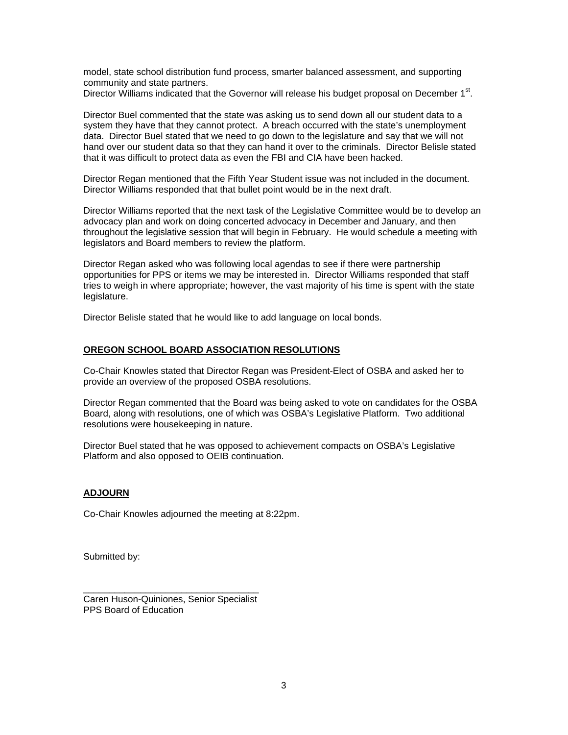model, state school distribution fund process, smarter balanced assessment, and supporting community and state partners.
Director Williams indicated that the Governor will release his budget proposal on December 1st.

Director Buel commented that the state was asking us to send down all our student data to a system they have that they cannot protect. A breach occurred with the state's unemployment data. Director Buel stated that we need to go down to the legislature and say that we will not hand over our student data so that they can hand it over to the criminals. Director Belisle stated that it was difficult to protect data as even the FBI and CIA have been hacked.

Director Regan mentioned that the Fifth Year Student issue was not included in the document. Director Williams responded that that bullet point would be in the next draft.

Director Williams reported that the next task of the Legislative Committee would be to develop an advocacy plan and work on doing concerted advocacy in December and January, and then throughout the legislative session that will begin in February. He would schedule a meeting with legislators and Board members to review the platform.

Director Regan asked who was following local agendas to see if there were partnership opportunities for PPS or items we may be interested in. Director Williams responded that staff tries to weigh in where appropriate; however, the vast majority of his time is spent with the state legislature.

Director Belisle stated that he would like to add language on local bonds.

## OREGON SCHOOL BOARD ASSOCIATION RESOLUTIONS

Co-Chair Knowles stated that Director Regan was President-Elect of OSBA and asked her to provide an overview of the proposed OSBA resolutions.

Director Regan commented that the Board was being asked to vote on candidates for the OSBA Board, along with resolutions, one of which was OSBA's Legislative Platform. Two additional resolutions were housekeeping in nature.

Director Buel stated that he was opposed to achievement compacts on OSBA's Legislative Platform and also opposed to OEIB continuation.

## ADJOURN

Co-Chair Knowles adjourned the meeting at 8:22pm.

Submitted by:

___________________________________
Caren Huson-Quiniones, Senior Specialist
PPS Board of Education